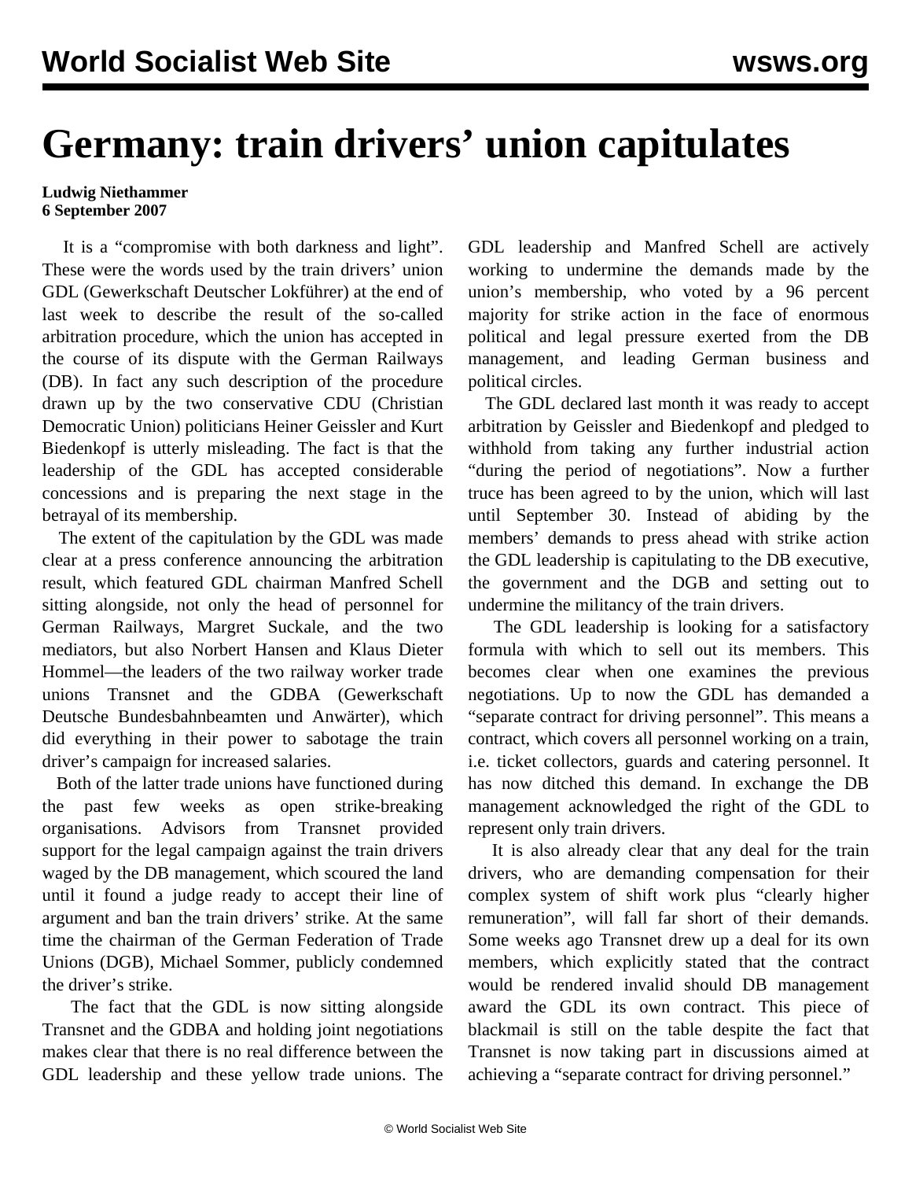# Germany: train drivers' union capitulates

**Ludwig Niethammer**
**6 September 2007**

It is a "compromise with both darkness and light". These were the words used by the train drivers' union GDL (Gewerkschaft Deutscher Lokführer) at the end of last week to describe the result of the so-called arbitration procedure, which the union has accepted in the course of its dispute with the German Railways (DB). In fact any such description of the procedure drawn up by the two conservative CDU (Christian Democratic Union) politicians Heiner Geissler and Kurt Biedenkopf is utterly misleading. The fact is that the leadership of the GDL has accepted considerable concessions and is preparing the next stage in the betrayal of its membership.

The extent of the capitulation by the GDL was made clear at a press conference announcing the arbitration result, which featured GDL chairman Manfred Schell sitting alongside, not only the head of personnel for German Railways, Margret Suckale, and the two mediators, but also Norbert Hansen and Klaus Dieter Hommel—the leaders of the two railway worker trade unions Transnet and the GDBA (Gewerkschaft Deutsche Bundesbahnbeamten und Anwärter), which did everything in their power to sabotage the train driver's campaign for increased salaries.

Both of the latter trade unions have functioned during the past few weeks as open strike-breaking organisations. Advisors from Transnet provided support for the legal campaign against the train drivers waged by the DB management, which scoured the land until it found a judge ready to accept their line of argument and ban the train drivers' strike. At the same time the chairman of the German Federation of Trade Unions (DGB), Michael Sommer, publicly condemned the driver's strike.

The fact that the GDL is now sitting alongside Transnet and the GDBA and holding joint negotiations makes clear that there is no real difference between the GDL leadership and these yellow trade unions. The GDL leadership and Manfred Schell are actively working to undermine the demands made by the union's membership, who voted by a 96 percent majority for strike action in the face of enormous political and legal pressure exerted from the DB management, and leading German business and political circles.

The GDL declared last month it was ready to accept arbitration by Geissler and Biedenkopf and pledged to withhold from taking any further industrial action "during the period of negotiations". Now a further truce has been agreed to by the union, which will last until September 30. Instead of abiding by the members' demands to press ahead with strike action the GDL leadership is capitulating to the DB executive, the government and the DGB and setting out to undermine the militancy of the train drivers.

The GDL leadership is looking for a satisfactory formula with which to sell out its members. This becomes clear when one examines the previous negotiations. Up to now the GDL has demanded a "separate contract for driving personnel". This means a contract, which covers all personnel working on a train, i.e. ticket collectors, guards and catering personnel. It has now ditched this demand. In exchange the DB management acknowledged the right of the GDL to represent only train drivers.

It is also already clear that any deal for the train drivers, who are demanding compensation for their complex system of shift work plus "clearly higher remuneration", will fall far short of their demands. Some weeks ago Transnet drew up a deal for its own members, which explicitly stated that the contract would be rendered invalid should DB management award the GDL its own contract. This piece of blackmail is still on the table despite the fact that Transnet is now taking part in discussions aimed at achieving a "separate contract for driving personnel."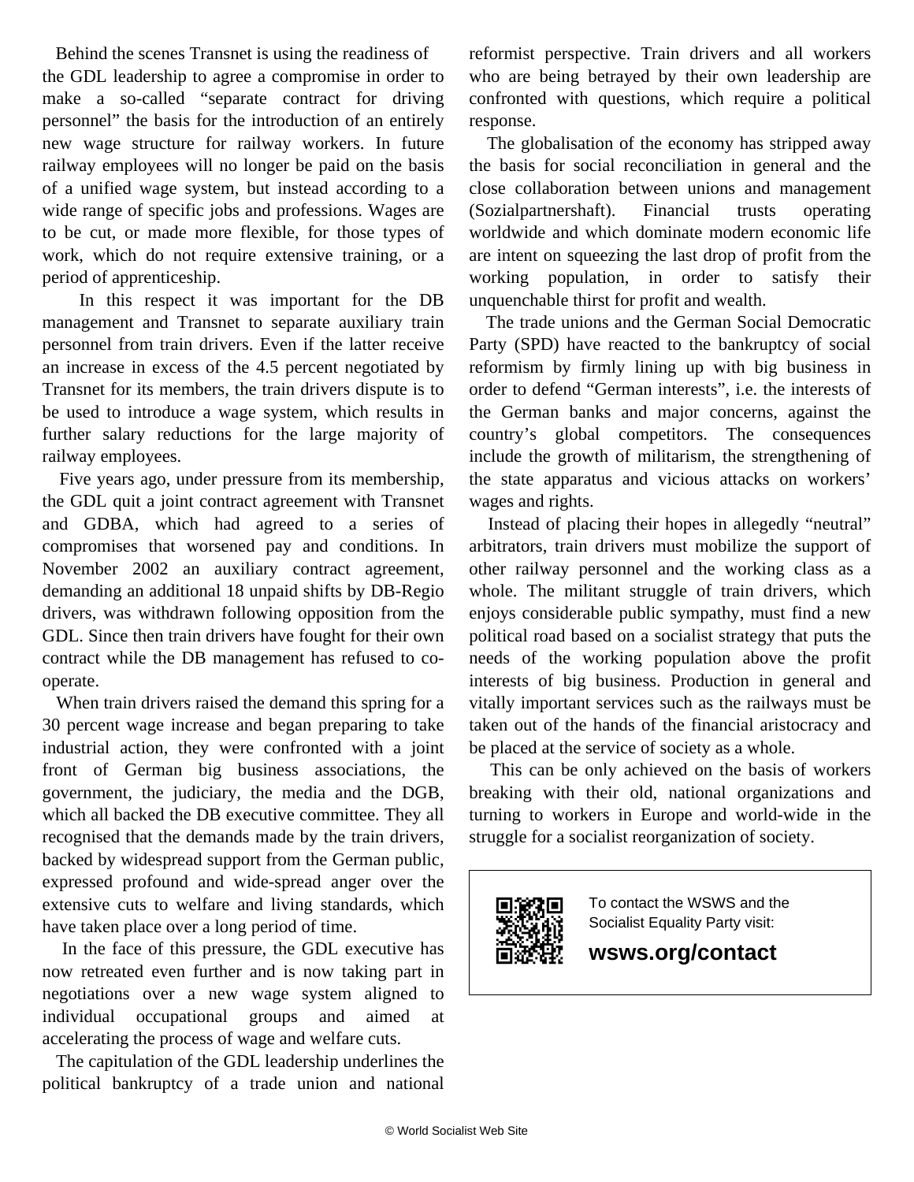Behind the scenes Transnet is using the readiness of the GDL leadership to agree a compromise in order to make a so-called "separate contract for driving personnel" the basis for the introduction of an entirely new wage structure for railway workers. In future railway employees will no longer be paid on the basis of a unified wage system, but instead according to a wide range of specific jobs and professions. Wages are to be cut, or made more flexible, for those types of work, which do not require extensive training, or a period of apprenticeship.

In this respect it was important for the DB management and Transnet to separate auxiliary train personnel from train drivers. Even if the latter receive an increase in excess of the 4.5 percent negotiated by Transnet for its members, the train drivers dispute is to be used to introduce a wage system, which results in further salary reductions for the large majority of railway employees.

Five years ago, under pressure from its membership, the GDL quit a joint contract agreement with Transnet and GDBA, which had agreed to a series of compromises that worsened pay and conditions. In November 2002 an auxiliary contract agreement, demanding an additional 18 unpaid shifts by DB-Regio drivers, was withdrawn following opposition from the GDL. Since then train drivers have fought for their own contract while the DB management has refused to co-operate.

When train drivers raised the demand this spring for a 30 percent wage increase and began preparing to take industrial action, they were confronted with a joint front of German big business associations, the government, the judiciary, the media and the DGB, which all backed the DB executive committee. They all recognised that the demands made by the train drivers, backed by widespread support from the German public, expressed profound and wide-spread anger over the extensive cuts to welfare and living standards, which have taken place over a long period of time.

In the face of this pressure, the GDL executive has now retreated even further and is now taking part in negotiations over a new wage system aligned to individual occupational groups and aimed at accelerating the process of wage and welfare cuts.

The capitulation of the GDL leadership underlines the political bankruptcy of a trade union and national reformist perspective. Train drivers and all workers who are being betrayed by their own leadership are confronted with questions, which require a political response.

The globalisation of the economy has stripped away the basis for social reconciliation in general and the close collaboration between unions and management (Sozialpartnershaft). Financial trusts operating worldwide and which dominate modern economic life are intent on squeezing the last drop of profit from the working population, in order to satisfy their unquenchable thirst for profit and wealth.

The trade unions and the German Social Democratic Party (SPD) have reacted to the bankruptcy of social reformism by firmly lining up with big business in order to defend "German interests", i.e. the interests of the German banks and major concerns, against the country's global competitors. The consequences include the growth of militarism, the strengthening of the state apparatus and vicious attacks on workers' wages and rights.

Instead of placing their hopes in allegedly "neutral" arbitrators, train drivers must mobilize the support of other railway personnel and the working class as a whole. The militant struggle of train drivers, which enjoys considerable public sympathy, must find a new political road based on a socialist strategy that puts the needs of the working population above the profit interests of big business. Production in general and vitally important services such as the railways must be taken out of the hands of the financial aristocracy and be placed at the service of society as a whole.

This can be only achieved on the basis of workers breaking with their old, national organizations and turning to workers in Europe and world-wide in the struggle for a socialist reorganization of society.

To contact the WSWS and the Socialist Equality Party visit:

**wsws.org/contact**